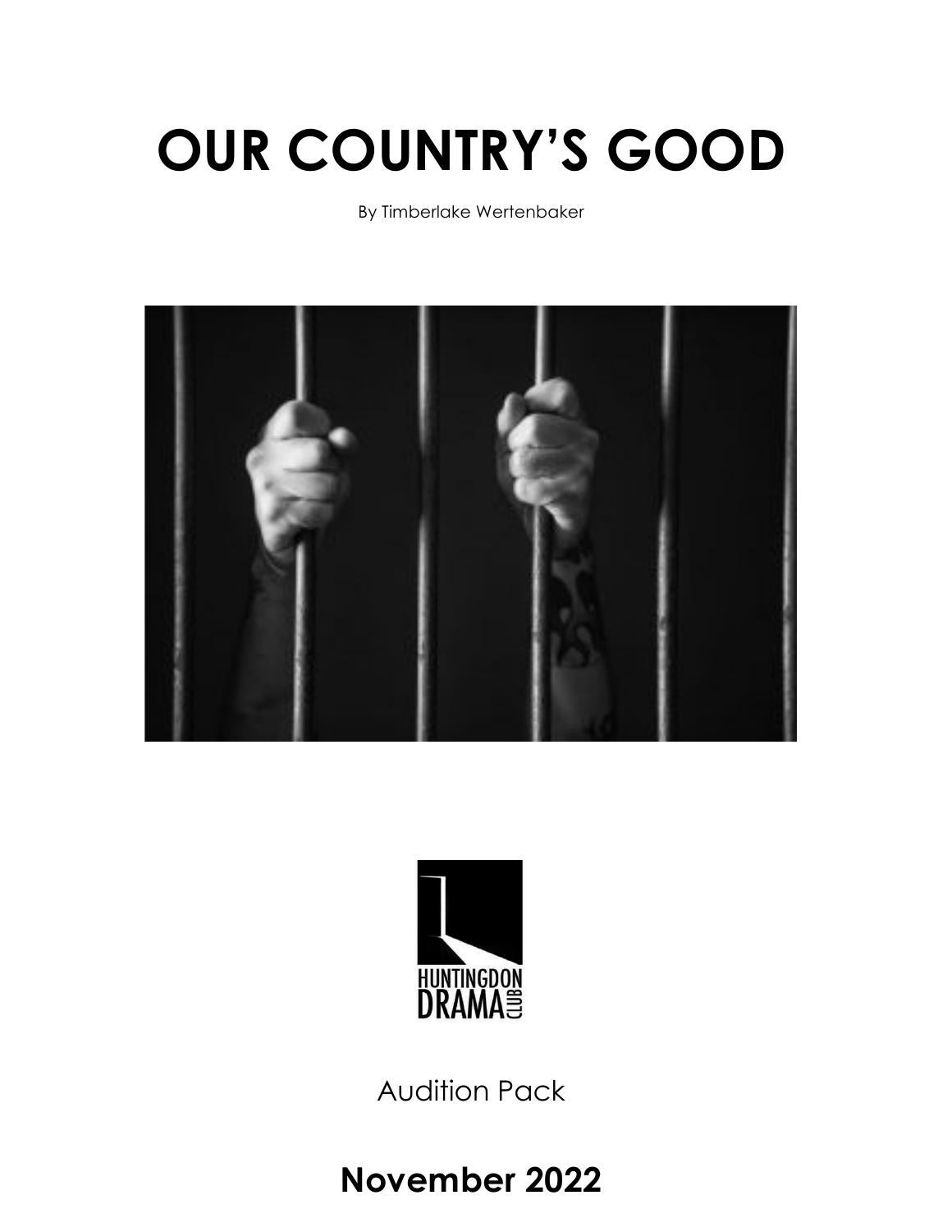# OUR COUNTRY'S GOOD

By Timberlake Wertenbaker

HUNTINGDON DRAMA CLUB

Audition Pack

**November 2022**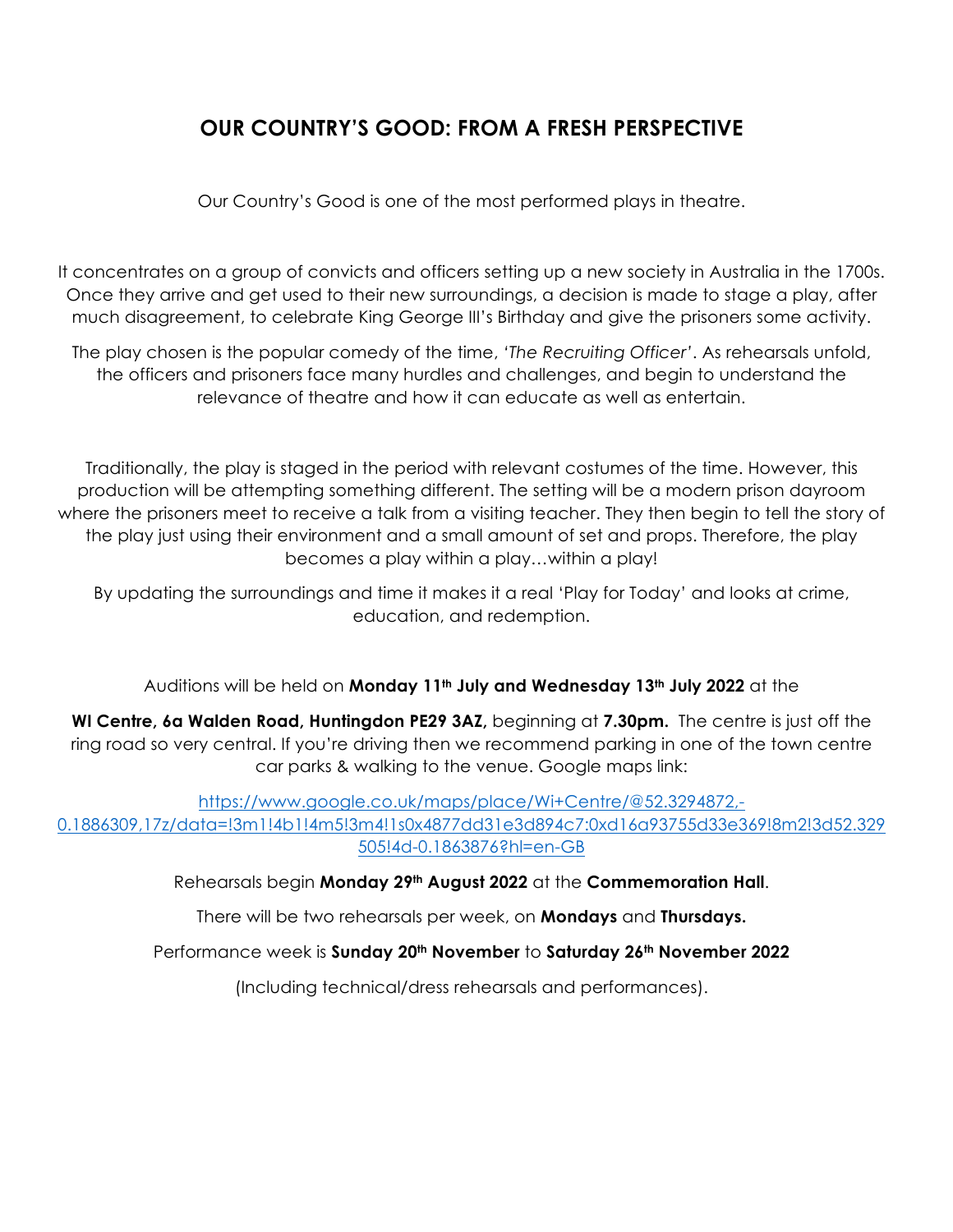# OUR COUNTRY'S GOOD: FROM A FRESH PERSPECTIVE

Our Country's Good is one of the most performed plays in theatre.

It concentrates on a group of convicts and officers setting up a new society in Australia in the 1700s. Once they arrive and get used to their new surroundings, a decision is made to stage a play, after much disagreement, to celebrate King George III's Birthday and give the prisoners some activity.

The play chosen is the popular comedy of the time, '*The Recruiting Officer*'. As rehearsals unfold, the officers and prisoners face many hurdles and challenges, and begin to understand the relevance of theatre and how it can educate as well as entertain.

Traditionally, the play is staged in the period with relevant costumes of the time. However, this production will be attempting something different. The setting will be a modern prison dayroom where the prisoners meet to receive a talk from a visiting teacher. They then begin to tell the story of the play just using their environment and a small amount of set and props. Therefore, the play becomes a play within a play…within a play!

By updating the surroundings and time it makes it a real 'Play for Today' and looks at crime, education, and redemption.

Auditions will be held on **Monday 11th July and Wednesday 13th July 2022** at the

**WI Centre, 6a Walden Road, Huntingdon PE29 3AZ,** beginning at **7.30pm.** The centre is just off the ring road so very central. If you're driving then we recommend parking in one of the town centre car parks & walking to the venue. Google maps link:

https://www.google.co.uk/maps/place/Wi+Centre/@52.3294872,-0.1886309,17z/data=!3m1!4b1!4m5!3m4!1s0x4877dd31e3d894c7:0xd16a93755d33e369!8m2!3d52.329505!4d-0.1863876?hl=en-GB

Rehearsals begin **Monday 29th August 2022** at the **Commemoration Hall**.

There will be two rehearsals per week, on **Mondays** and **Thursdays.**

Performance week is **Sunday 20th November** to **Saturday 26th November 2022**

(Including technical/dress rehearsals and performances).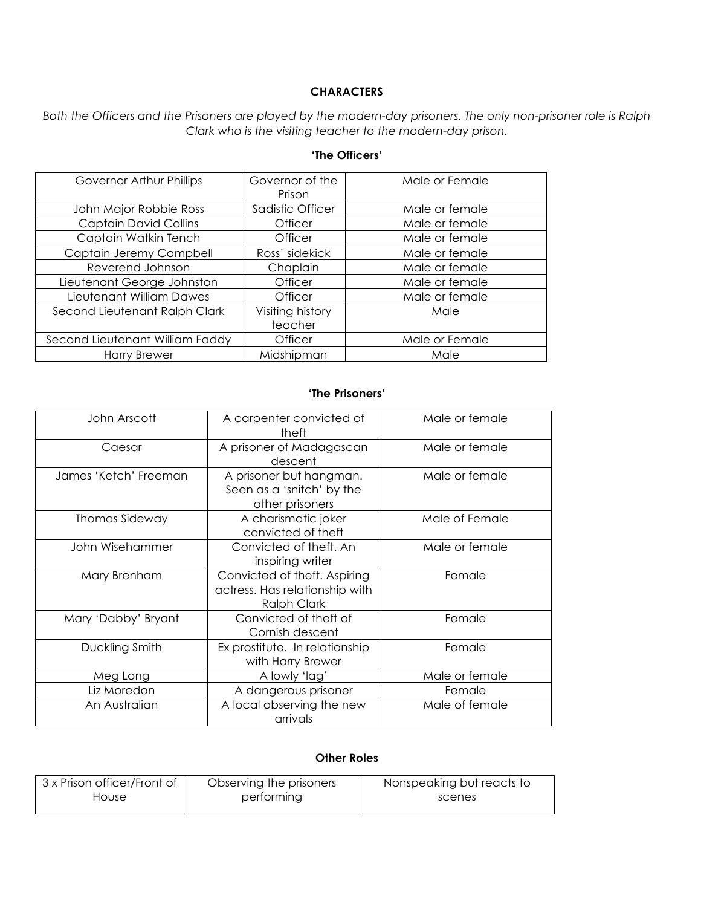**CHARACTERS**

*Both the Officers and the Prisoners are played by the modern-day prisoners. The only non-prisoner role is Ralph Clark who is the visiting teacher to the modern-day prison.*

**'The Officers'**

| Governor Arthur Phillips | Governor of the Prison | Male or Female |
|---|---|---|
| John Major Robbie Ross | Sadistic Officer | Male or female |
| Captain David Collins | Officer | Male or female |
| Captain Watkin Tench | Officer | Male or female |
| Captain Jeremy Campbell | Ross' sidekick | Male or female |
| Reverend Johnson | Chaplain | Male or female |
| Lieutenant George Johnston | Officer | Male or female |
| Lieutenant William Dawes | Officer | Male or female |
| Second Lieutenant Ralph Clark | Visiting history teacher | Male |
| Second Lieutenant William Faddy | Officer | Male or Female |
| Harry Brewer | Midshipman | Male |

**'The Prisoners'**

| John Arscott | A carpenter convicted of theft | Male or female |
|---|---|---|
| Caesar | A prisoner of Madagascan descent | Male or female |
| James 'Ketch' Freeman | A prisoner but hangman. Seen as a 'snitch' by the other prisoners | Male or female |
| Thomas Sideway | A charismatic joker convicted of theft | Male of Female |
| John Wisehammer | Convicted of theft. An inspiring writer | Male or female |
| Mary Brenham | Convicted of theft. Aspiring actress. Has relationship with Ralph Clark | Female |
| Mary 'Dabby' Bryant | Convicted of theft of Cornish descent | Female |
| Duckling Smith | Ex prostitute. In relationship with Harry Brewer | Female |
| Meg Long | A lowly 'lag' | Male or female |
| Liz Moredon | A dangerous prisoner | Female |
| An Australian | A local observing the new arrivals | Male of female |

**Other Roles**

| 3 x Prison officer/Front of House | Observing the prisoners performing | Nonspeaking but reacts to scenes |
|---|---|---|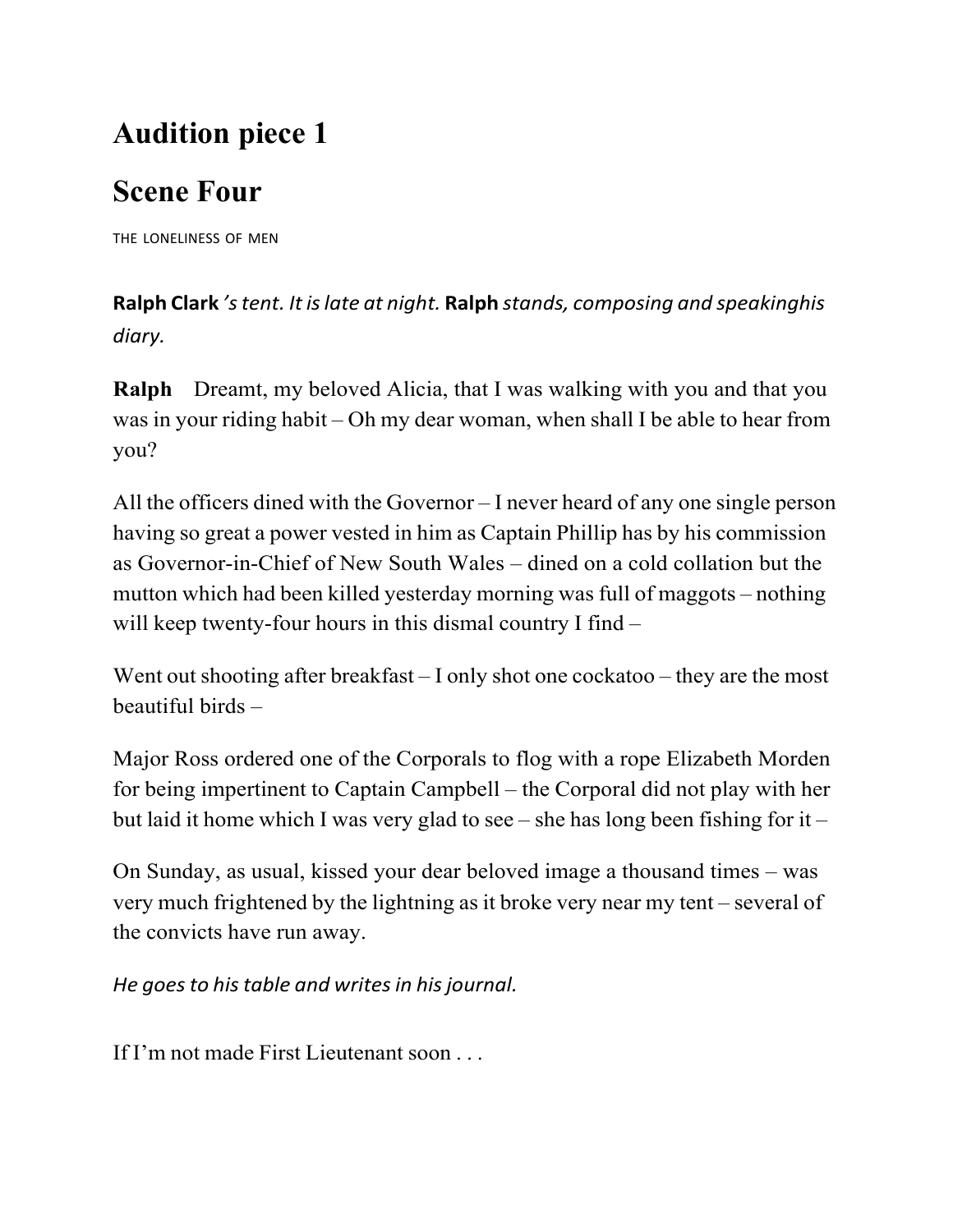# Audition piece 1

## Scene Four

THE LONELINESS OF MEN

***Ralph Clark**'s tent. It is late at night.* ***Ralph** stands, composing and speakinghis diary.*

**Ralph** Dreamt, my beloved Alicia, that I was walking with you and that you was in your riding habit – Oh my dear woman, when shall I be able to hear from you?

All the officers dined with the Governor – I never heard of any one single person having so great a power vested in him as Captain Phillip has by his commission as Governor-in-Chief of New South Wales – dined on a cold collation but the mutton which had been killed yesterday morning was full of maggots – nothing will keep twenty-four hours in this dismal country I find –

Went out shooting after breakfast – I only shot one cockatoo – they are the most beautiful birds –

Major Ross ordered one of the Corporals to flog with a rope Elizabeth Morden for being impertinent to Captain Campbell – the Corporal did not play with her but laid it home which I was very glad to see – she has long been fishing for it –

On Sunday, as usual, kissed your dear beloved image a thousand times – was very much frightened by the lightning as it broke very near my tent – several of the convicts have run away.

*He goes to his table and writes in his journal.*

If I'm not made First Lieutenant soon . . .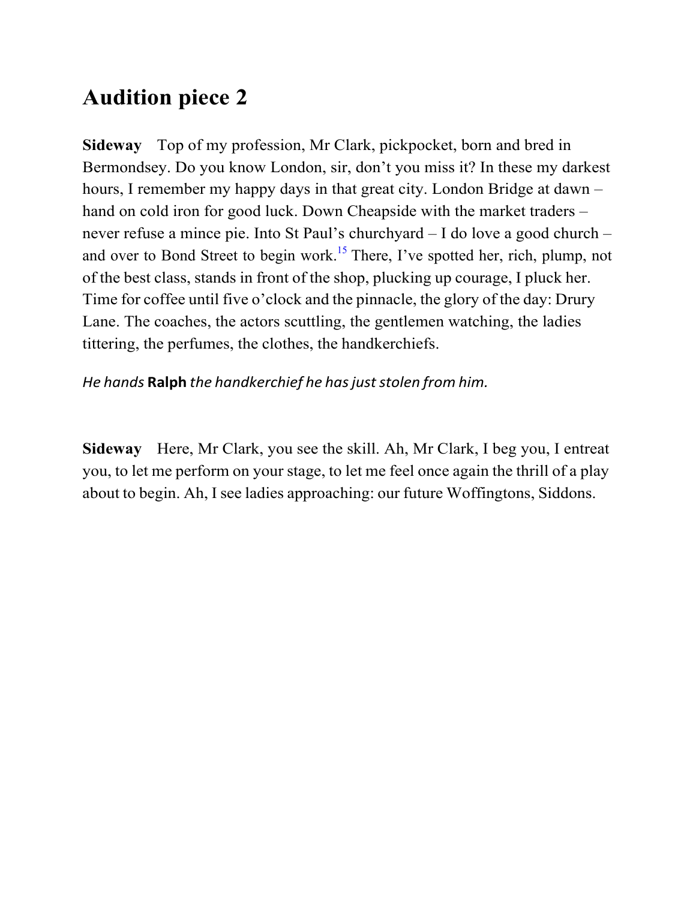# Audition piece 2

**Sideway** Top of my profession, Mr Clark, pickpocket, born and bred in Bermondsey. Do you know London, sir, don't you miss it? In these my darkest hours, I remember my happy days in that great city. London Bridge at dawn – hand on cold iron for good luck. Down Cheapside with the market traders – never refuse a mince pie. Into St Paul's churchyard – I do love a good church – and over to Bond Street to begin work.[15] There, I've spotted her, rich, plump, not of the best class, stands in front of the shop, plucking up courage, I pluck her. Time for coffee until five o'clock and the pinnacle, the glory of the day: Drury Lane. The coaches, the actors scuttling, the gentlemen watching, the ladies tittering, the perfumes, the clothes, the handkerchiefs.

*He hands* **Ralph** *the handkerchief he has just stolen from him.*

**Sideway** Here, Mr Clark, you see the skill. Ah, Mr Clark, I beg you, I entreat you, to let me perform on your stage, to let me feel once again the thrill of a play about to begin. Ah, I see ladies approaching: our future Woffingtons, Siddons.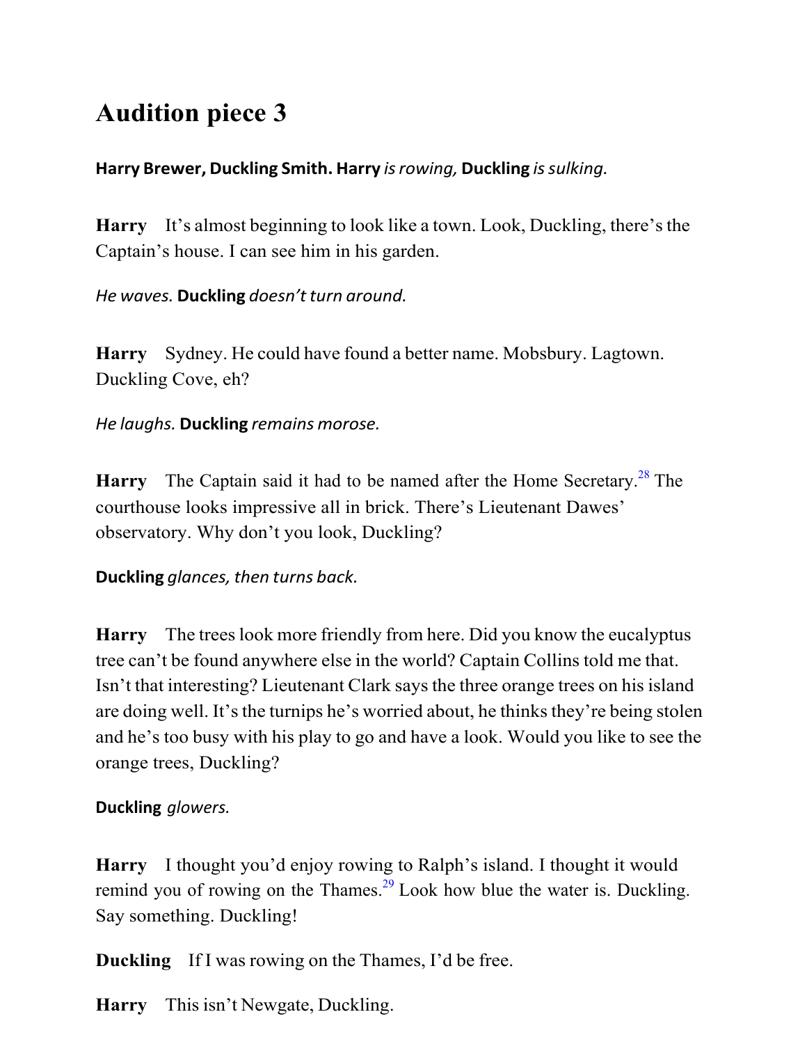# Audition piece 3

**Harry Brewer, Duckling Smith. Harry** *is rowing,* **Duckling** *is sulking.*

**Harry** It's almost beginning to look like a town. Look, Duckling, there's the Captain's house. I can see him in his garden.

*He waves.* **Duckling** *doesn't turn around.*

**Harry** Sydney. He could have found a better name. Mobsbury. Lagtown. Duckling Cove, eh?

*He laughs.* **Duckling** *remains morose.*

**Harry** The Captain said it had to be named after the Home Secretary.[28] The courthouse looks impressive all in brick. There's Lieutenant Dawes' observatory. Why don't you look, Duckling?

**Duckling** *glances, then turns back.*

**Harry** The trees look more friendly from here. Did you know the eucalyptus tree can't be found anywhere else in the world? Captain Collins told me that. Isn't that interesting? Lieutenant Clark says the three orange trees on his island are doing well. It's the turnips he's worried about, he thinks they're being stolen and he's too busy with his play to go and have a look. Would you like to see the orange trees, Duckling?

**Duckling** *glowers.*

**Harry** I thought you'd enjoy rowing to Ralph's island. I thought it would remind you of rowing on the Thames.[29] Look how blue the water is. Duckling. Say something. Duckling!

**Duckling** If I was rowing on the Thames, I'd be free.

**Harry** This isn't Newgate, Duckling.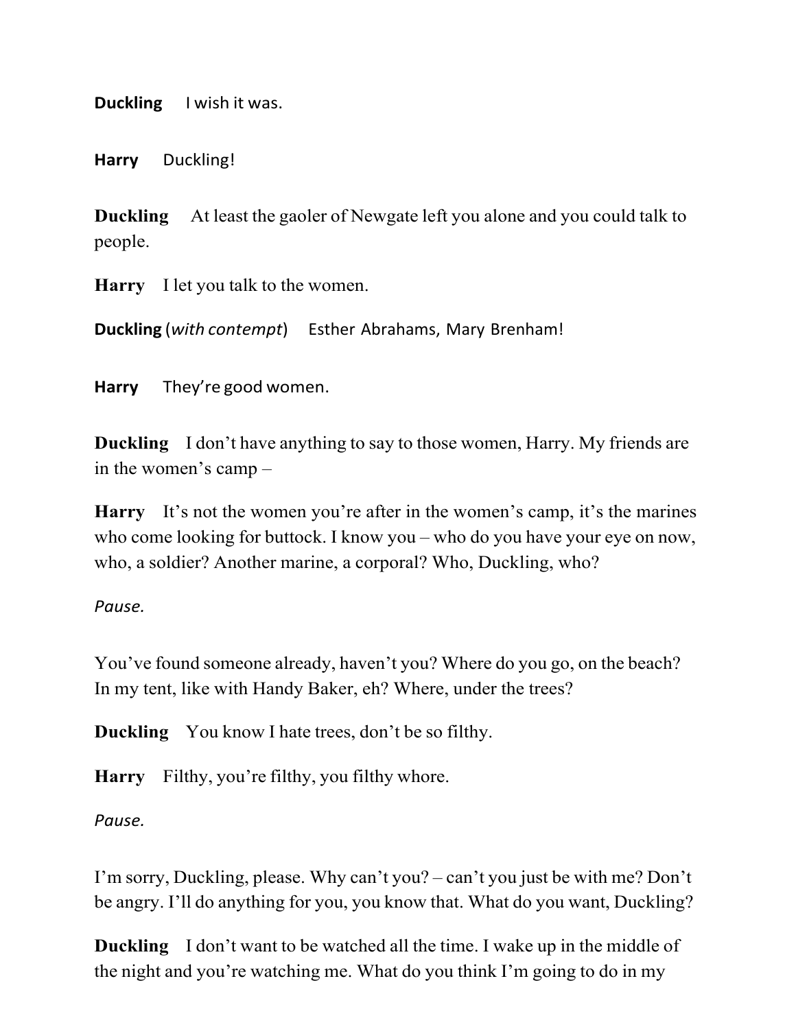**Duckling** I wish it was.

**Harry** Duckling!

**Duckling** At least the gaoler of Newgate left you alone and you could talk to people.

**Harry** I let you talk to the women.

**Duckling** (*with contempt*) Esther Abrahams, Mary Brenham!

**Harry** They're good women.

**Duckling** I don't have anything to say to those women, Harry. My friends are in the women's camp –

**Harry** It's not the women you're after in the women's camp, it's the marines who come looking for buttock. I know you – who do you have your eye on now, who, a soldier? Another marine, a corporal? Who, Duckling, who?

*Pause.*

You've found someone already, haven't you? Where do you go, on the beach? In my tent, like with Handy Baker, eh? Where, under the trees?

**Duckling** You know I hate trees, don't be so filthy.

**Harry** Filthy, you're filthy, you filthy whore.

*Pause.*

I'm sorry, Duckling, please. Why can't you? – can't you just be with me? Don't be angry. I'll do anything for you, you know that. What do you want, Duckling?

**Duckling** I don't want to be watched all the time. I wake up in the middle of the night and you're watching me. What do you think I'm going to do in my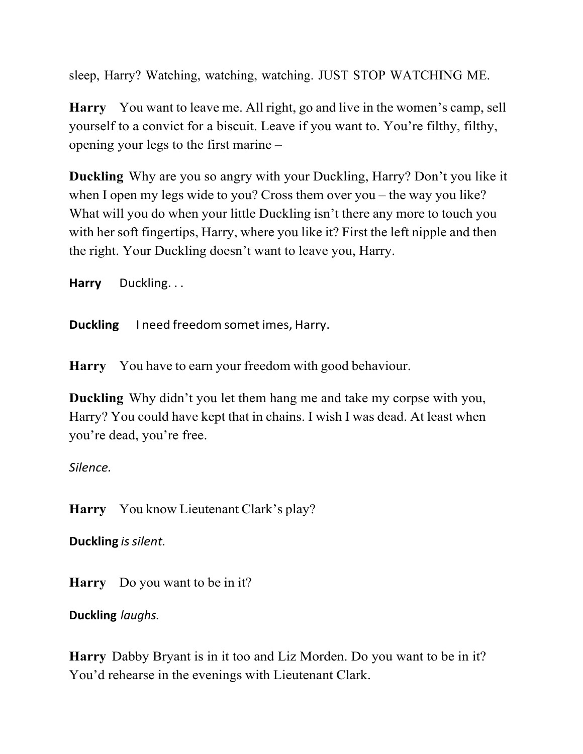sleep, Harry? Watching, watching, watching. JUST STOP WATCHING ME.

**Harry** You want to leave me. All right, go and live in the women's camp, sell yourself to a convict for a biscuit. Leave if you want to. You're filthy, filthy, opening your legs to the first marine –

**Duckling** Why are you so angry with your Duckling, Harry? Don't you like it when I open my legs wide to you? Cross them over you – the way you like? What will you do when your little Duckling isn't there any more to touch you with her soft fingertips, Harry, where you like it? First the left nipple and then the right. Your Duckling doesn't want to leave you, Harry.

**Harry** Duckling. . .

**Duckling** I need freedom somet imes, Harry.

**Harry** You have to earn your freedom with good behaviour.

**Duckling** Why didn't you let them hang me and take my corpse with you, Harry? You could have kept that in chains. I wish I was dead. At least when you're dead, you're free.

*Silence.*

**Harry** You know Lieutenant Clark's play?

**Duckling** *is silent.*

**Harry** Do you want to be in it?

**Duckling** *laughs.*

**Harry** Dabby Bryant is in it too and Liz Morden. Do you want to be in it? You'd rehearse in the evenings with Lieutenant Clark.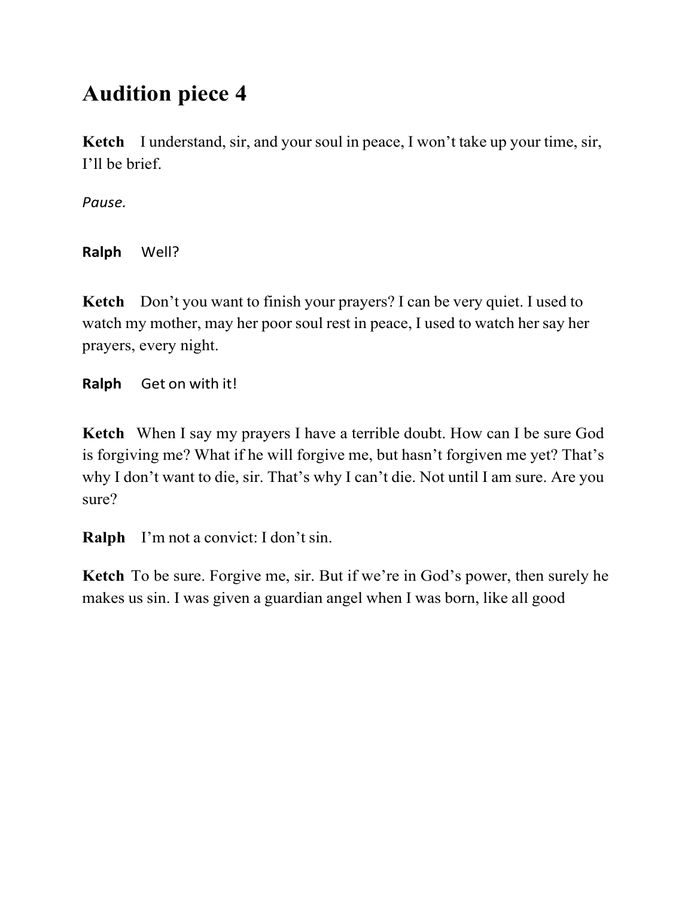# Audition piece 4

**Ketch** I understand, sir, and your soul in peace, I won't take up your time, sir, I'll be brief.

*Pause.*

**Ralph** Well?

**Ketch** Don't you want to finish your prayers? I can be very quiet. I used to watch my mother, may her poor soul rest in peace, I used to watch her say her prayers, every night.

**Ralph** Get on with it!

**Ketch** When I say my prayers I have a terrible doubt. How can I be sure God is forgiving me? What if he will forgive me, but hasn't forgiven me yet? That's why I don't want to die, sir. That's why I can't die. Not until I am sure. Are you sure?

**Ralph** I'm not a convict: I don't sin.

**Ketch** To be sure. Forgive me, sir. But if we're in God's power, then surely he makes us sin. I was given a guardian angel when I was born, like all good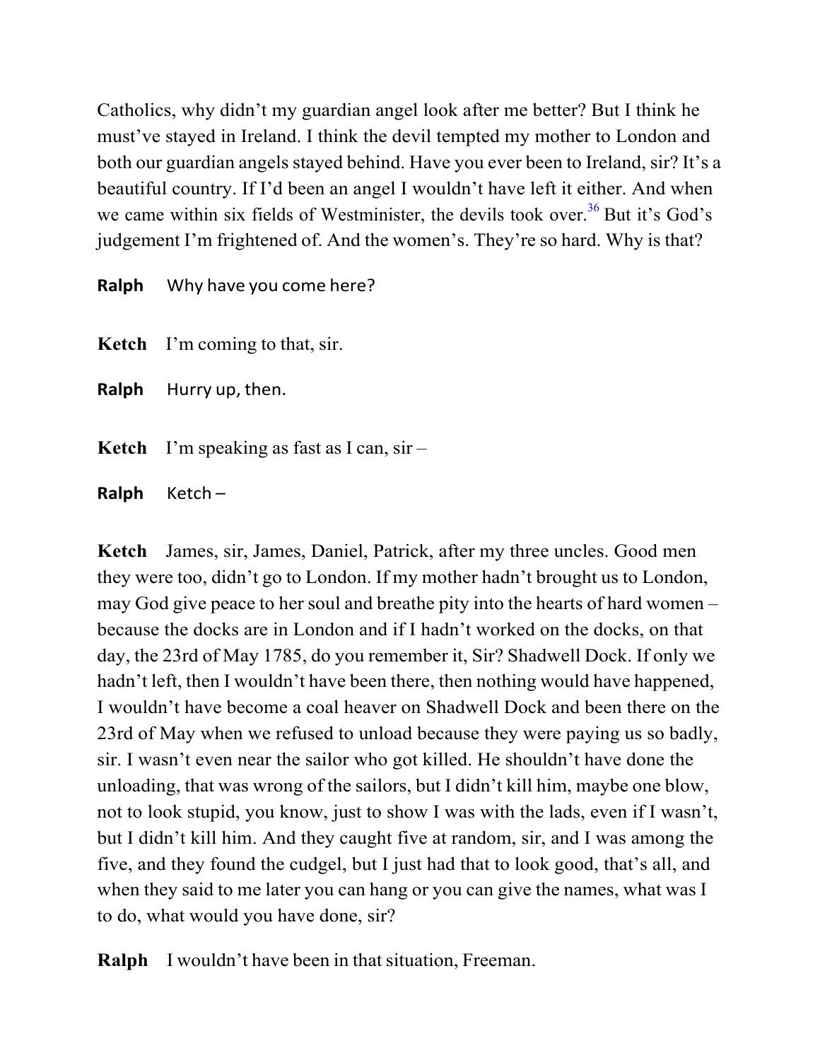Catholics, why didn't my guardian angel look after me better? But I think he must've stayed in Ireland. I think the devil tempted my mother to London and both our guardian angels stayed behind. Have you ever been to Ireland, sir? It's a beautiful country. If I'd been an angel I wouldn't have left it either. And when we came within six fields of Westminister, the devils took over.[36] But it's God's judgement I'm frightened of. And the women's. They're so hard. Why is that?

**Ralph** Why have you come here?

**Ketch** I'm coming to that, sir.

**Ralph** Hurry up, then.

**Ketch** I'm speaking as fast as I can, sir –

**Ralph** Ketch –

**Ketch** James, sir, James, Daniel, Patrick, after my three uncles. Good men they were too, didn't go to London. If my mother hadn't brought us to London, may God give peace to her soul and breathe pity into the hearts of hard women – because the docks are in London and if I hadn't worked on the docks, on that day, the 23rd of May 1785, do you remember it, Sir? Shadwell Dock. If only we hadn't left, then I wouldn't have been there, then nothing would have happened, I wouldn't have become a coal heaver on Shadwell Dock and been there on the 23rd of May when we refused to unload because they were paying us so badly, sir. I wasn't even near the sailor who got killed. He shouldn't have done the unloading, that was wrong of the sailors, but I didn't kill him, maybe one blow, not to look stupid, you know, just to show I was with the lads, even if I wasn't, but I didn't kill him. And they caught five at random, sir, and I was among the five, and they found the cudgel, but I just had that to look good, that's all, and when they said to me later you can hang or you can give the names, what was I to do, what would you have done, sir?

**Ralph** I wouldn't have been in that situation, Freeman.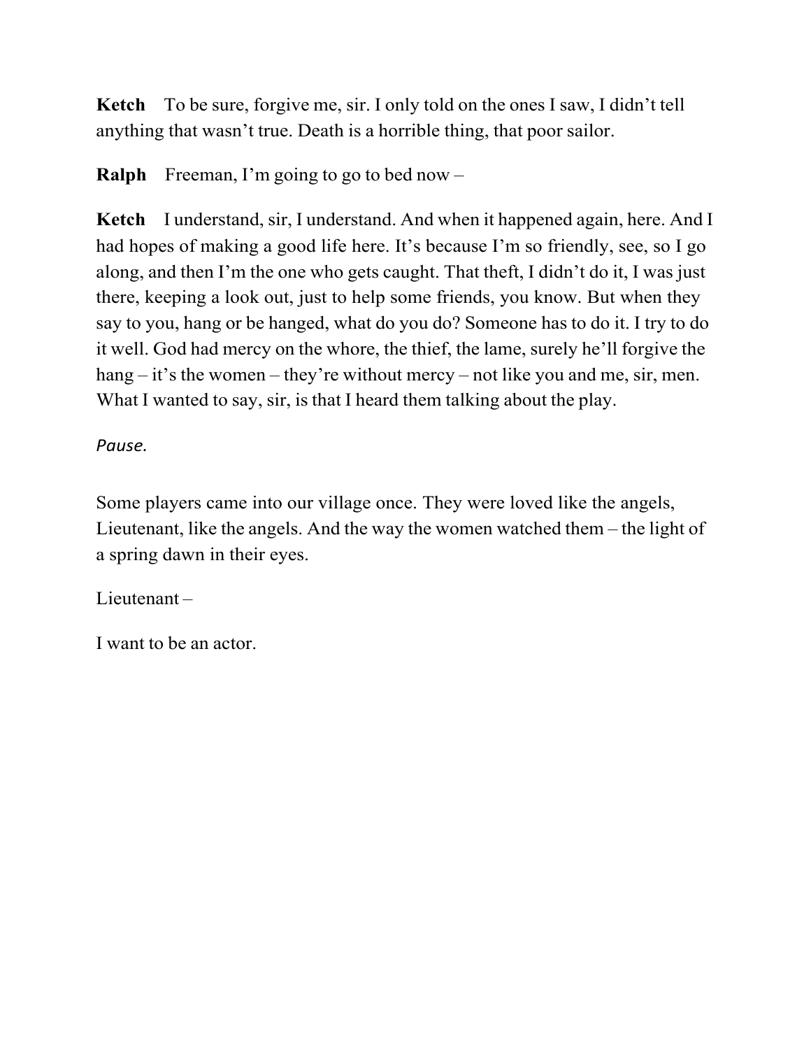**Ketch** To be sure, forgive me, sir. I only told on the ones I saw, I didn't tell anything that wasn't true. Death is a horrible thing, that poor sailor.

**Ralph** Freeman, I'm going to go to bed now –

**Ketch** I understand, sir, I understand. And when it happened again, here. And I had hopes of making a good life here. It's because I'm so friendly, see, so I go along, and then I'm the one who gets caught. That theft, I didn't do it, I was just there, keeping a look out, just to help some friends, you know. But when they say to you, hang or be hanged, what do you do? Someone has to do it. I try to do it well. God had mercy on the whore, the thief, the lame, surely he'll forgive the hang – it's the women – they're without mercy – not like you and me, sir, men. What I wanted to say, sir, is that I heard them talking about the play.

*Pause.*

Some players came into our village once. They were loved like the angels, Lieutenant, like the angels. And the way the women watched them – the light of a spring dawn in their eyes.

Lieutenant –

I want to be an actor.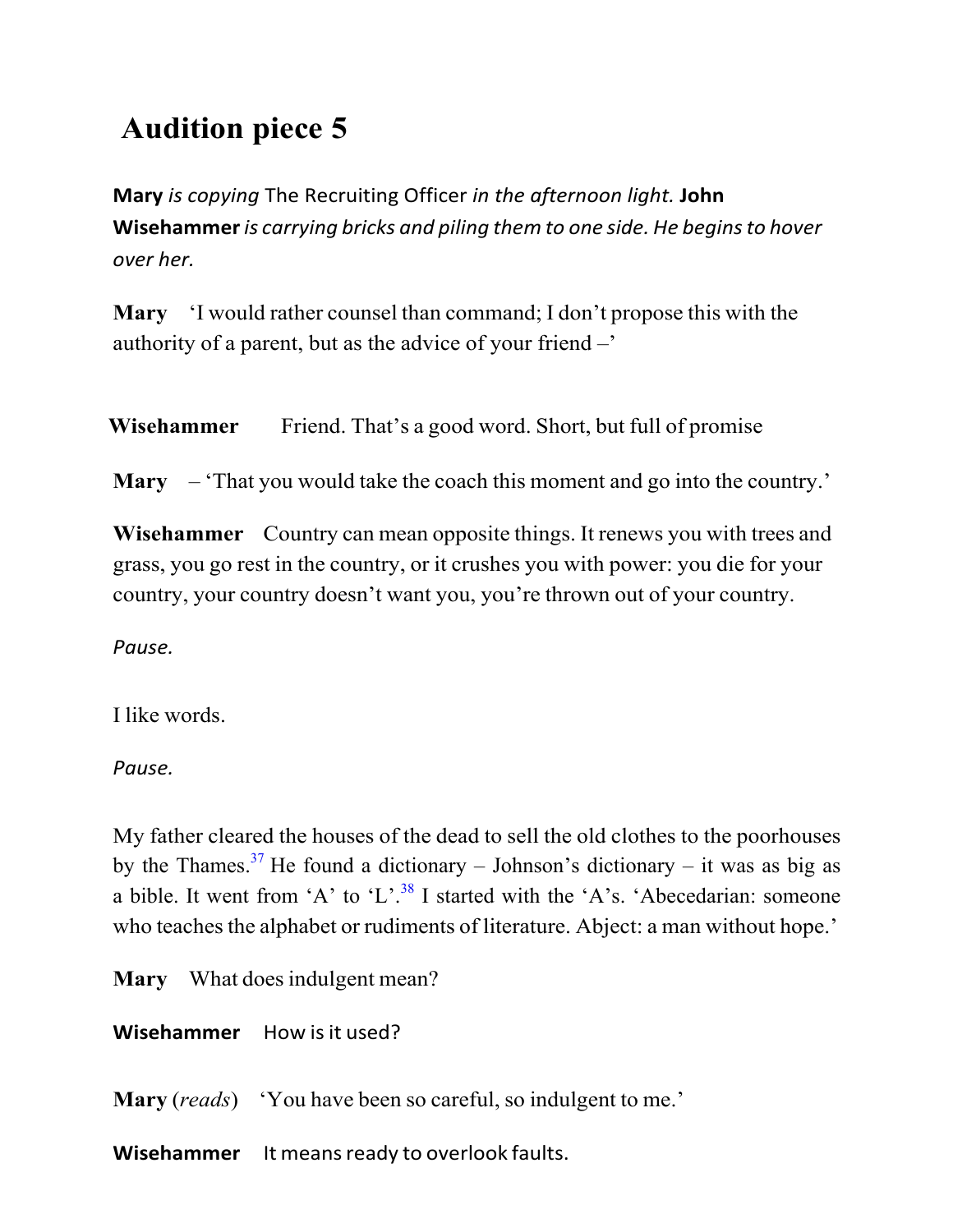# Audition piece 5

**Mary** *is copying* The Recruiting Officer *in the afternoon light.* **John Wisehammer** *is carrying bricks and piling them to one side. He begins to hover over her.*

**Mary** 'I would rather counsel than command; I don't propose this with the authority of a parent, but as the advice of your friend –'

**Wisehammer** Friend. That's a good word. Short, but full of promise

**Mary** – 'That you would take the coach this moment and go into the country.'

**Wisehammer** Country can mean opposite things. It renews you with trees and grass, you go rest in the country, or it crushes you with power: you die for your country, your country doesn't want you, you're thrown out of your country.

*Pause.*

I like words.

*Pause.*

My father cleared the houses of the dead to sell the old clothes to the poorhouses by the Thames.[37] He found a dictionary – Johnson's dictionary – it was as big as a bible. It went from 'A' to 'L'.[38] I started with the 'A's. 'Abecedarian: someone who teaches the alphabet or rudiments of literature. Abject: a man without hope.'

**Mary** What does indulgent mean?

**Wisehammer** How is it used?

**Mary** (*reads*) 'You have been so careful, so indulgent to me.'

**Wisehammer** It means ready to overlook faults.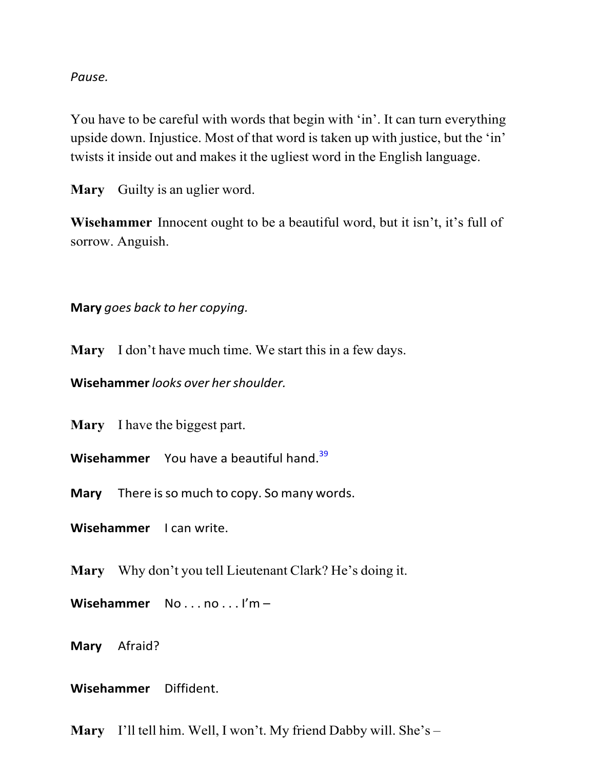*Pause.*

You have to be careful with words that begin with 'in'. It can turn everything upside down. Injustice. Most of that word is taken up with justice, but the 'in' twists it inside out and makes it the ugliest word in the English language.

**Mary** Guilty is an uglier word.

**Wisehammer** Innocent ought to be a beautiful word, but it isn't, it's full of sorrow. Anguish.

**Mary** *goes back to her copying.*

**Mary** I don't have much time. We start this in a few days.

**Wisehammer** *looks over her shoulder.*

**Mary** I have the biggest part.

**Wisehammer** You have a beautiful hand.[39]

**Mary** There is so much to copy. So many words.

**Wisehammer** I can write.

**Mary** Why don't you tell Lieutenant Clark? He's doing it.

**Wisehammer** No . . . no . . . I'm –

**Mary** Afraid?

**Wisehammer** Diffident.

**Mary** I'll tell him. Well, I won't. My friend Dabby will. She's –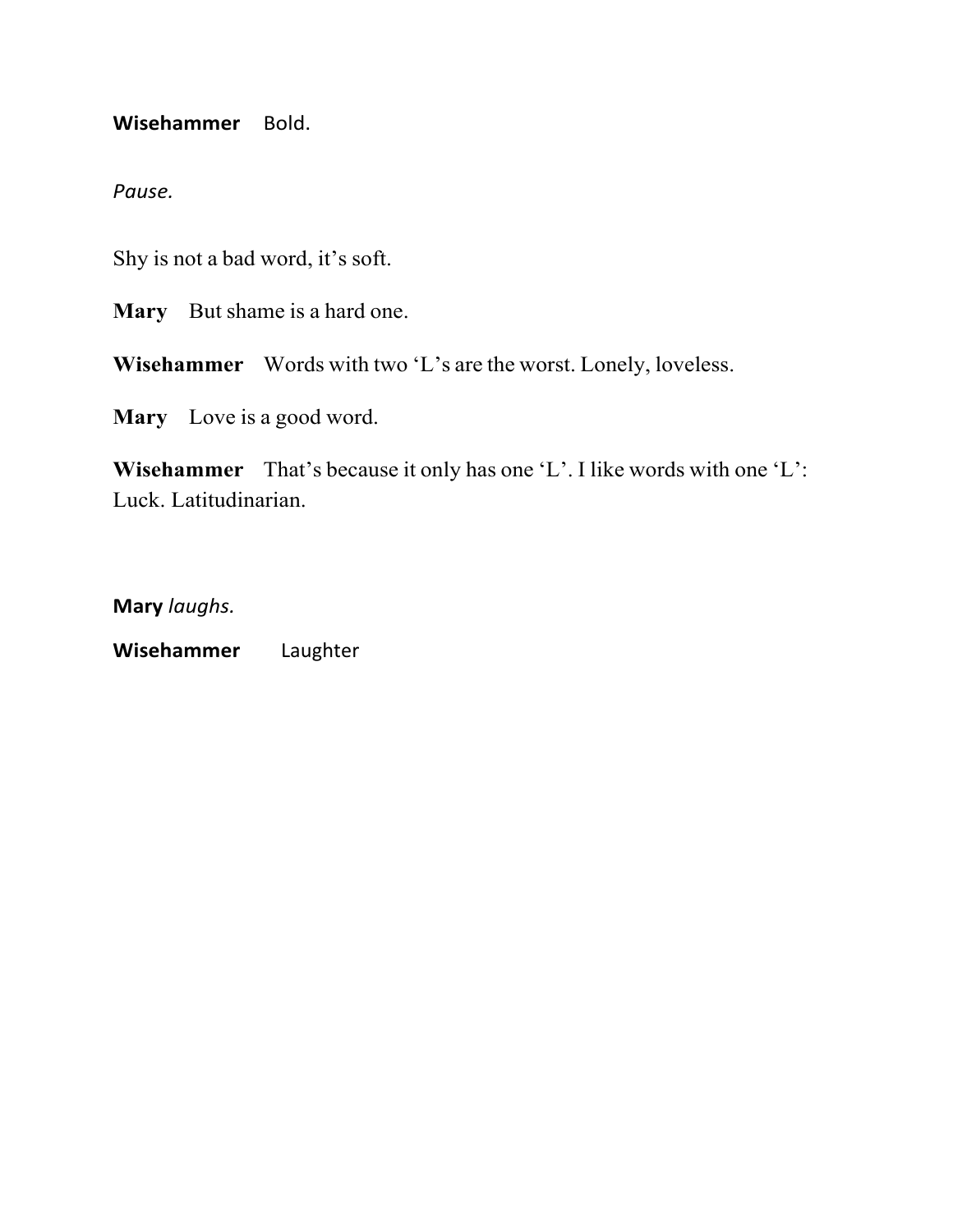**Wisehammer** Bold.

*Pause.*

Shy is not a bad word, it's soft.

**Mary** But shame is a hard one.

**Wisehammer** Words with two 'L's are the worst. Lonely, loveless.

**Mary** Love is a good word.

**Wisehammer** That's because it only has one 'L'. I like words with one 'L': Luck. Latitudinarian.

**Mary** *laughs.*

**Wisehammer** Laughter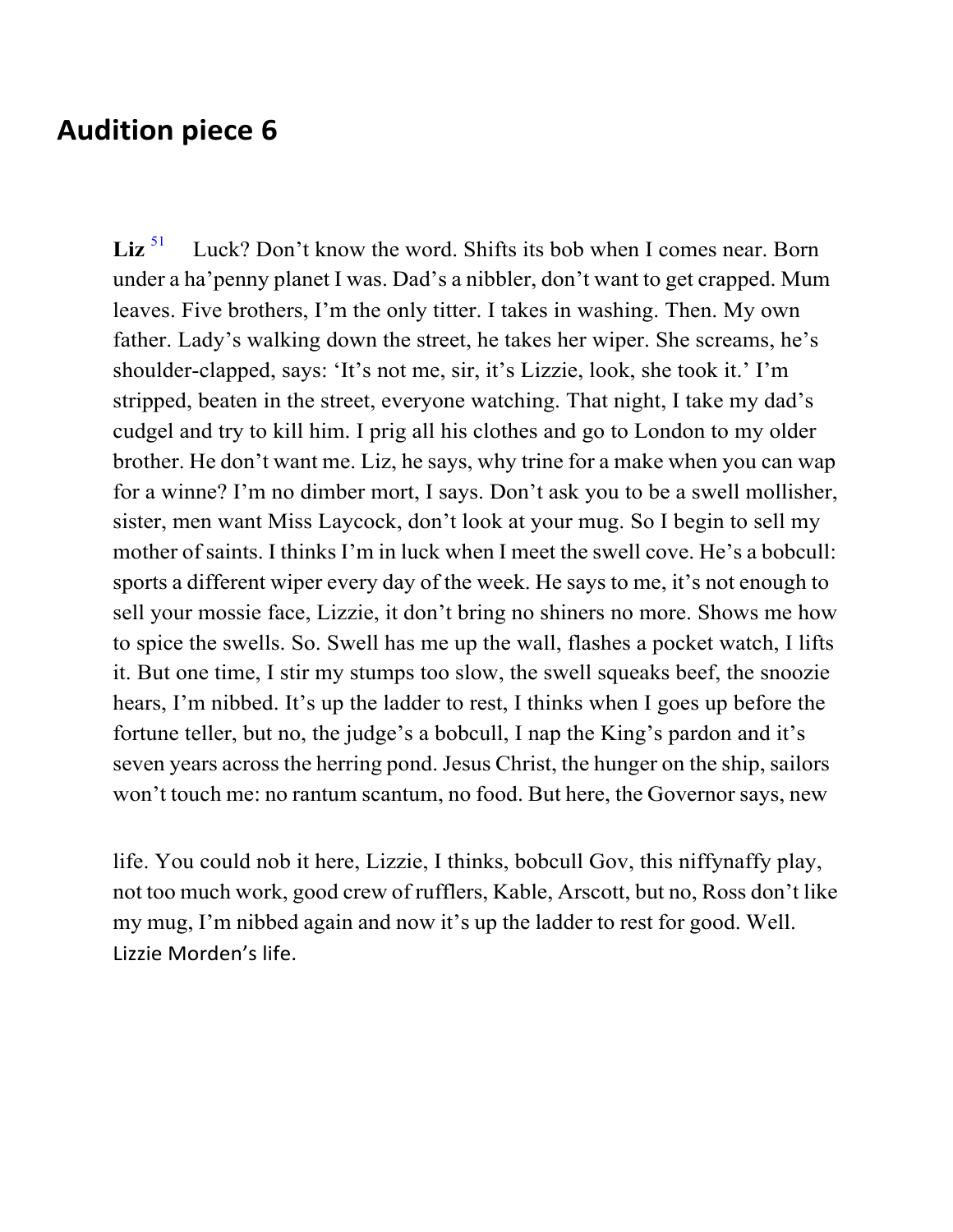## Audition piece 6

**Liz** [51] Luck? Don't know the word. Shifts its bob when I comes near. Born under a ha'penny planet I was. Dad's a nibbler, don't want to get crapped. Mum leaves. Five brothers, I'm the only titter. I takes in washing. Then. My own father. Lady's walking down the street, he takes her wiper. She screams, he's shoulder-clapped, says: 'It's not me, sir, it's Lizzie, look, she took it.' I'm stripped, beaten in the street, everyone watching. That night, I take my dad's cudgel and try to kill him. I prig all his clothes and go to London to my older brother. He don't want me. Liz, he says, why trine for a make when you can wap for a winne? I'm no dimber mort, I says. Don't ask you to be a swell mollisher, sister, men want Miss Laycock, don't look at your mug. So I begin to sell my mother of saints. I thinks I'm in luck when I meet the swell cove. He's a bobcull: sports a different wiper every day of the week. He says to me, it's not enough to sell your mossie face, Lizzie, it don't bring no shiners no more. Shows me how to spice the swells. So. Swell has me up the wall, flashes a pocket watch, I lifts it. But one time, I stir my stumps too slow, the swell squeaks beef, the snoozie hears, I'm nibbed. It's up the ladder to rest, I thinks when I goes up before the fortune teller, but no, the judge's a bobcull, I nap the King's pardon and it's seven years across the herring pond. Jesus Christ, the hunger on the ship, sailors won't touch me: no rantum scantum, no food. But here, the Governor says, new life. You could nob it here, Lizzie, I thinks, bobcull Gov, this niffynaffy play, not too much work, good crew of rufflers, Kable, Arscott, but no, Ross don't like my mug, I'm nibbed again and now it's up the ladder to rest for good. Well. Lizzie Morden's life.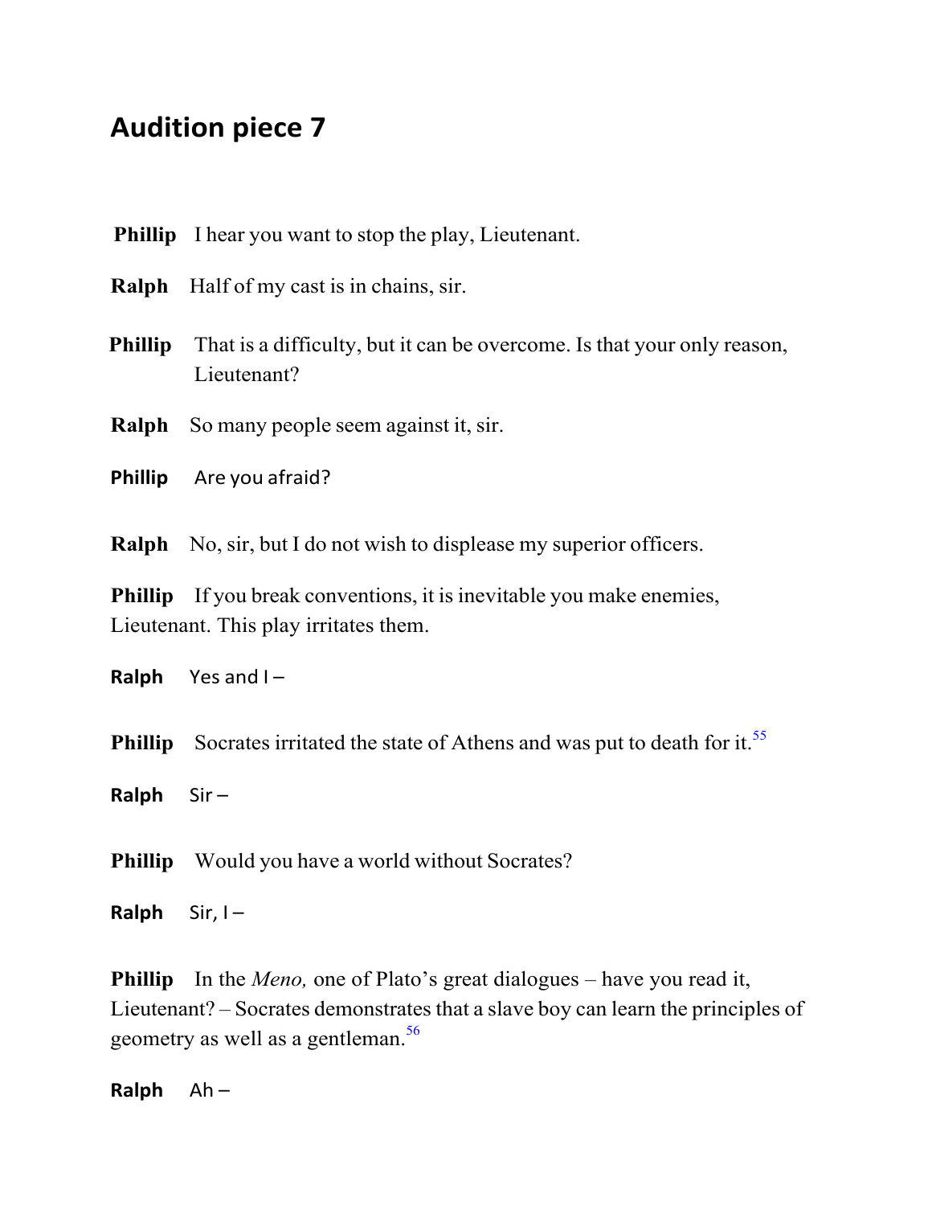## Audition piece 7

**Phillip** I hear you want to stop the play, Lieutenant.

**Ralph** Half of my cast is in chains, sir.

**Phillip** That is a difficulty, but it can be overcome. Is that your only reason, Lieutenant?

**Ralph** So many people seem against it, sir.

**Phillip** Are you afraid?

**Ralph** No, sir, but I do not wish to displease my superior officers.

**Phillip** If you break conventions, it is inevitable you make enemies, Lieutenant. This play irritates them.

**Ralph** Yes and I –

**Phillip** Socrates irritated the state of Athens and was put to death for it.[55]

**Ralph** Sir –

**Phillip** Would you have a world without Socrates?

**Ralph** Sir, I –

**Phillip** In the *Meno,* one of Plato's great dialogues – have you read it, Lieutenant? – Socrates demonstrates that a slave boy can learn the principles of geometry as well as a gentleman.[56]

**Ralph** Ah –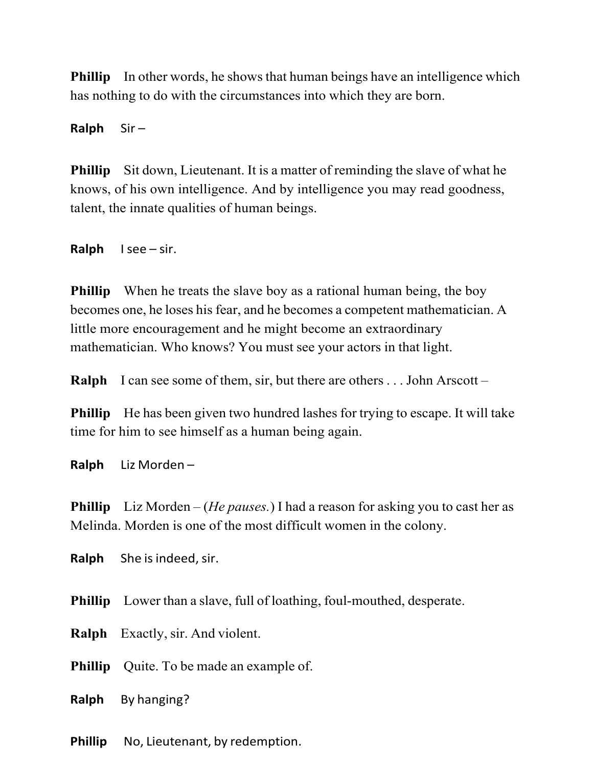**Phillip** In other words, he shows that human beings have an intelligence which has nothing to do with the circumstances into which they are born.

**Ralph** Sir –

**Phillip** Sit down, Lieutenant. It is a matter of reminding the slave of what he knows, of his own intelligence. And by intelligence you may read goodness, talent, the innate qualities of human beings.

**Ralph** I see – sir.

**Phillip** When he treats the slave boy as a rational human being, the boy becomes one, he loses his fear, and he becomes a competent mathematician. A little more encouragement and he might become an extraordinary mathematician. Who knows? You must see your actors in that light.

**Ralph** I can see some of them, sir, but there are others . . . John Arscott –

**Phillip** He has been given two hundred lashes for trying to escape. It will take time for him to see himself as a human being again.

**Ralph** Liz Morden –

**Phillip** Liz Morden – (*He pauses.*) I had a reason for asking you to cast her as Melinda. Morden is one of the most difficult women in the colony.

**Ralph** She is indeed, sir.

**Phillip** Lower than a slave, full of loathing, foul-mouthed, desperate.

**Ralph** Exactly, sir. And violent.

**Phillip** Quite. To be made an example of.

**Ralph** By hanging?

**Phillip** No, Lieutenant, by redemption.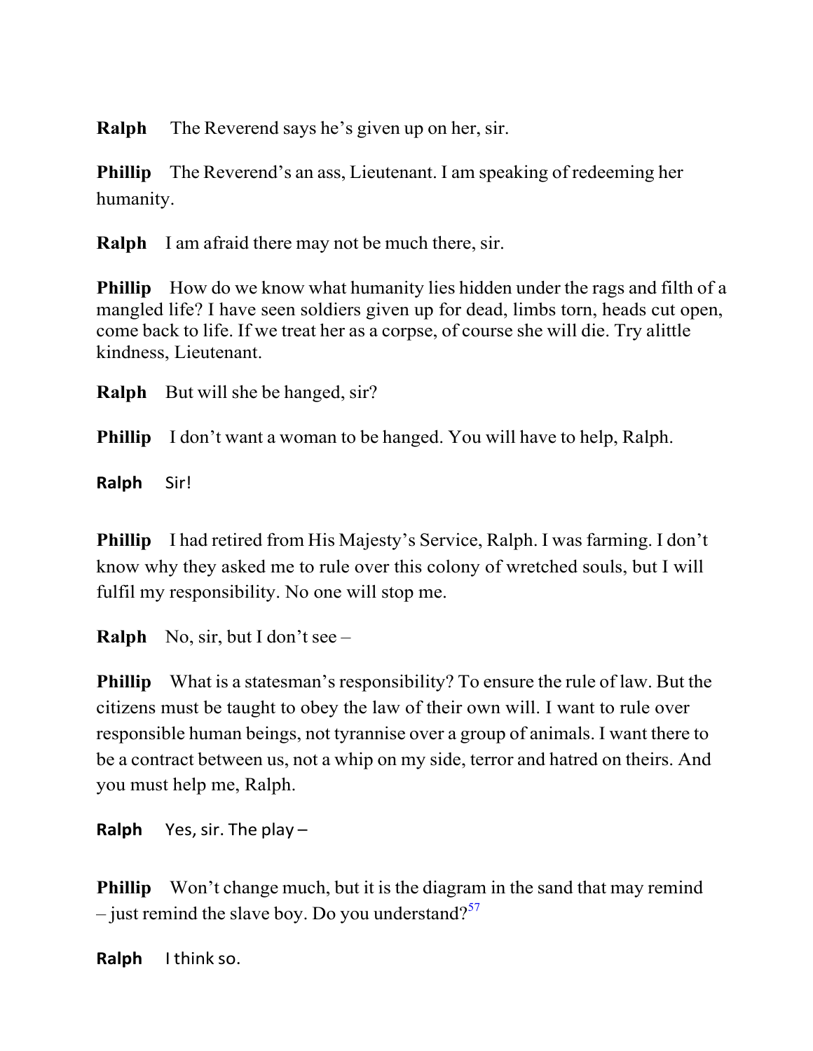**Ralph** The Reverend says he's given up on her, sir.

**Phillip** The Reverend's an ass, Lieutenant. I am speaking of redeeming her humanity.

**Ralph** I am afraid there may not be much there, sir.

**Phillip** How do we know what humanity lies hidden under the rags and filth of a mangled life? I have seen soldiers given up for dead, limbs torn, heads cut open, come back to life. If we treat her as a corpse, of course she will die. Try alittle kindness, Lieutenant.

**Ralph** But will she be hanged, sir?

**Phillip** I don't want a woman to be hanged. You will have to help, Ralph.

**Ralph** Sir!

**Phillip** I had retired from His Majesty's Service, Ralph. I was farming. I don't know why they asked me to rule over this colony of wretched souls, but I will fulfil my responsibility. No one will stop me.

**Ralph** No, sir, but I don't see –

**Phillip** What is a statesman's responsibility? To ensure the rule of law. But the citizens must be taught to obey the law of their own will. I want to rule over responsible human beings, not tyrannise over a group of animals. I want there to be a contract between us, not a whip on my side, terror and hatred on theirs. And you must help me, Ralph.

**Ralph** Yes, sir. The play –

**Phillip** Won't change much, but it is the diagram in the sand that may remind – just remind the slave boy. Do you understand?[57]

**Ralph** I think so.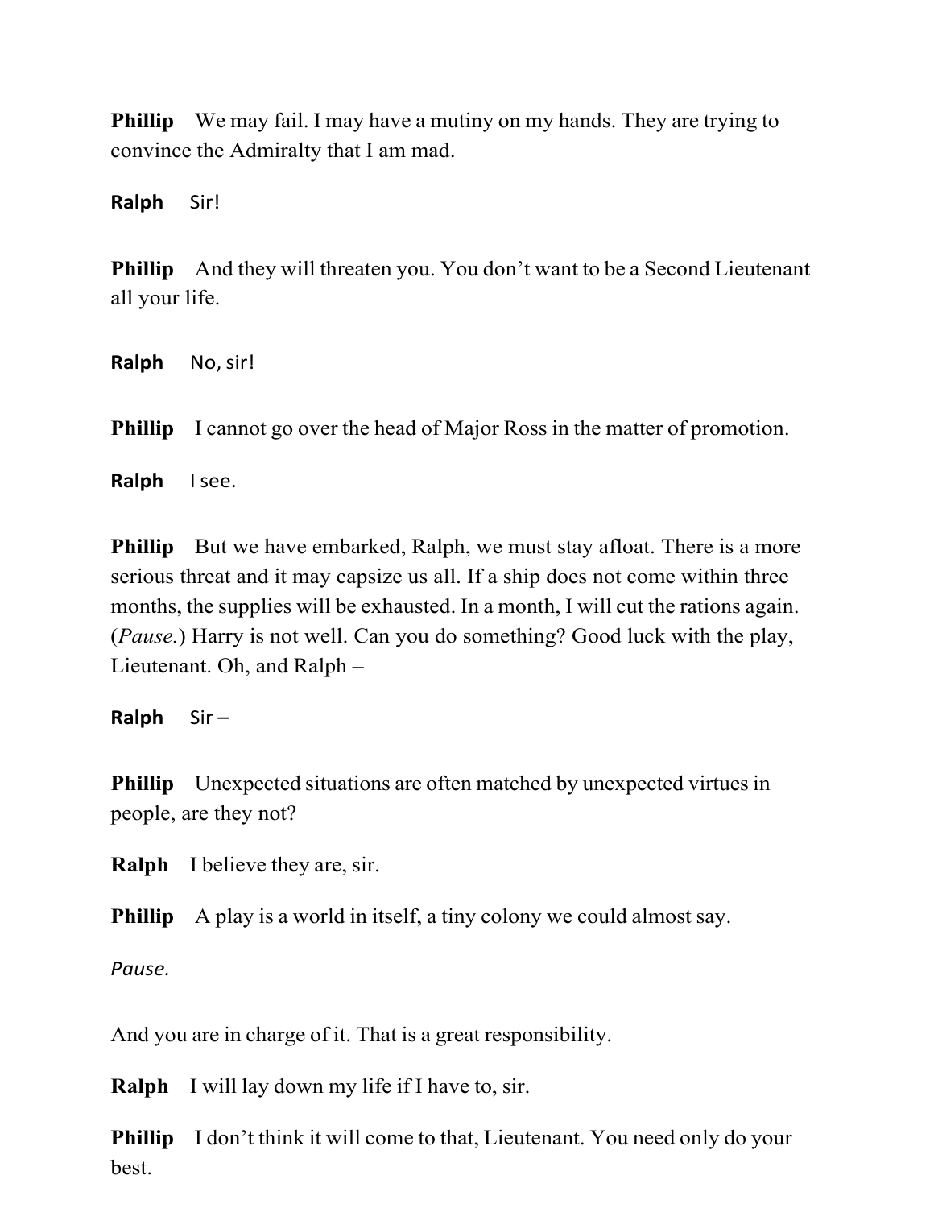**Phillip** We may fail. I may have a mutiny on my hands. They are trying to convince the Admiralty that I am mad.

**Ralph** Sir!

**Phillip** And they will threaten you. You don't want to be a Second Lieutenant all your life.

**Ralph** No, sir!

**Phillip** I cannot go over the head of Major Ross in the matter of promotion.

**Ralph** I see.

**Phillip** But we have embarked, Ralph, we must stay afloat. There is a more serious threat and it may capsize us all. If a ship does not come within three months, the supplies will be exhausted. In a month, I will cut the rations again. (*Pause.*) Harry is not well. Can you do something? Good luck with the play, Lieutenant. Oh, and Ralph –

**Ralph** Sir –

**Phillip** Unexpected situations are often matched by unexpected virtues in people, are they not?

**Ralph** I believe they are, sir.

**Phillip** A play is a world in itself, a tiny colony we could almost say.

*Pause.*

And you are in charge of it. That is a great responsibility.

**Ralph** I will lay down my life if I have to, sir.

**Phillip** I don't think it will come to that, Lieutenant. You need only do your best.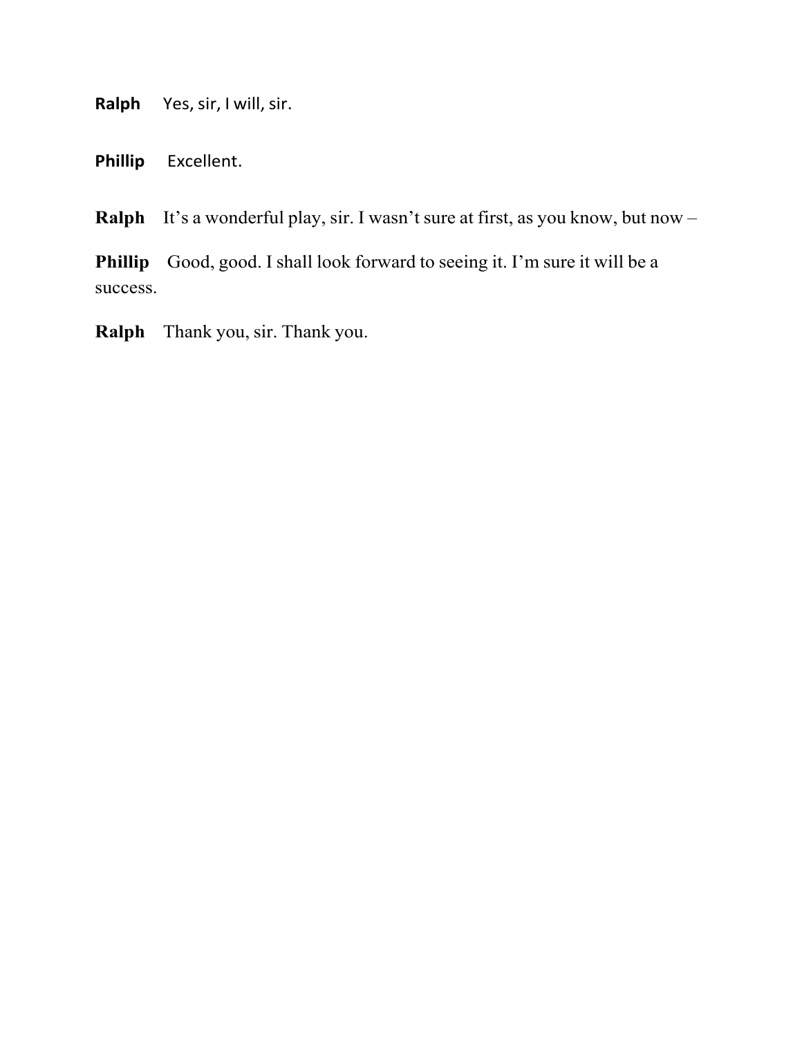**Ralph** Yes, sir, I will, sir.

**Phillip** Excellent.

**Ralph** It's a wonderful play, sir. I wasn't sure at first, as you know, but now –

**Phillip** Good, good. I shall look forward to seeing it. I'm sure it will be a success.

**Ralph** Thank you, sir. Thank you.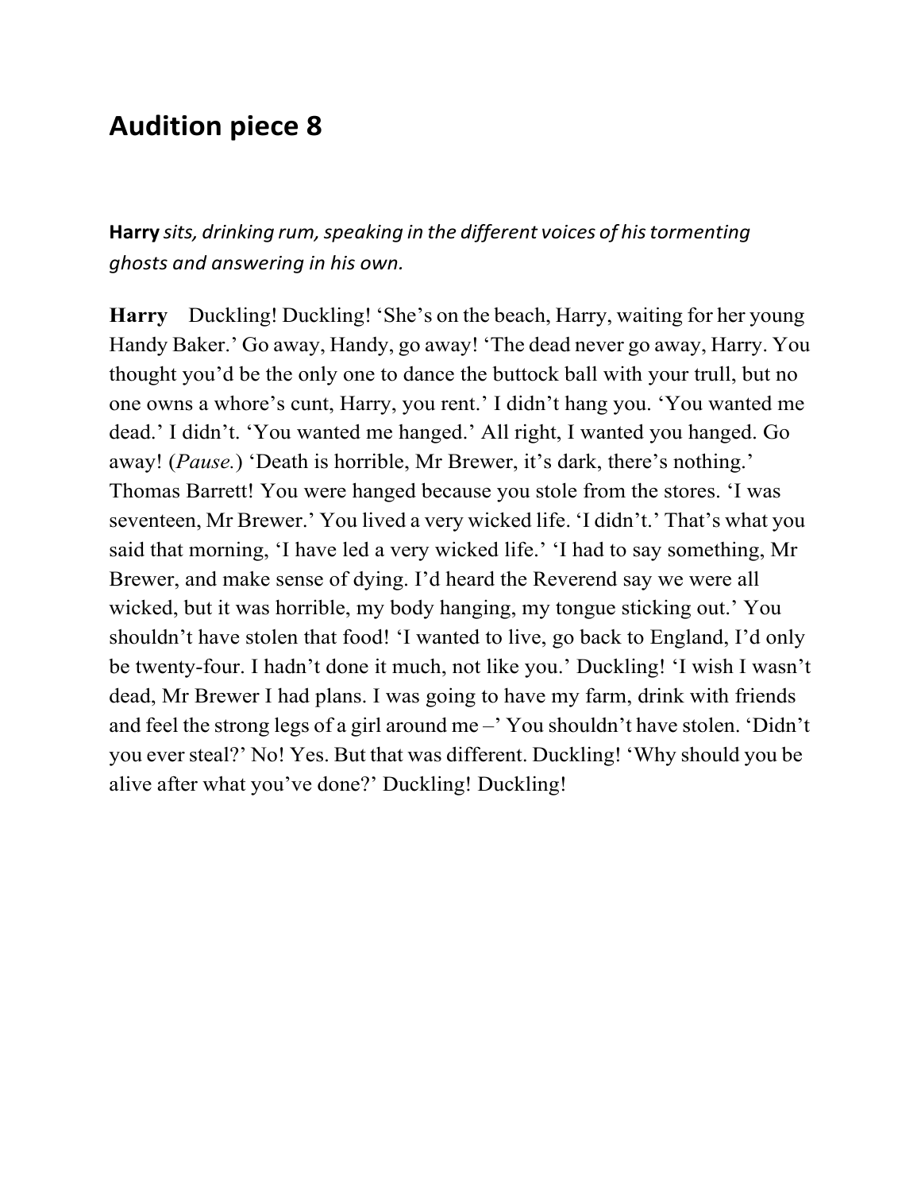## Audition piece 8

**Harry** *sits, drinking rum, speaking in the different voices of his tormenting ghosts and answering in his own.*

**Harry** Duckling! Duckling! 'She's on the beach, Harry, waiting for her young Handy Baker.' Go away, Handy, go away! 'The dead never go away, Harry. You thought you'd be the only one to dance the buttock ball with your trull, but no one owns a whore's cunt, Harry, you rent.' I didn't hang you. 'You wanted me dead.' I didn't. 'You wanted me hanged.' All right, I wanted you hanged. Go away! (*Pause.*) 'Death is horrible, Mr Brewer, it's dark, there's nothing.' Thomas Barrett! You were hanged because you stole from the stores. 'I was seventeen, Mr Brewer.' You lived a very wicked life. 'I didn't.' That's what you said that morning, 'I have led a very wicked life.' 'I had to say something, Mr Brewer, and make sense of dying. I'd heard the Reverend say we were all wicked, but it was horrible, my body hanging, my tongue sticking out.' You shouldn't have stolen that food! 'I wanted to live, go back to England, I'd only be twenty-four. I hadn't done it much, not like you.' Duckling! 'I wish I wasn't dead, Mr Brewer I had plans. I was going to have my farm, drink with friends and feel the strong legs of a girl around me –' You shouldn't have stolen. 'Didn't you ever steal?' No! Yes. But that was different. Duckling! 'Why should you be alive after what you've done?' Duckling! Duckling!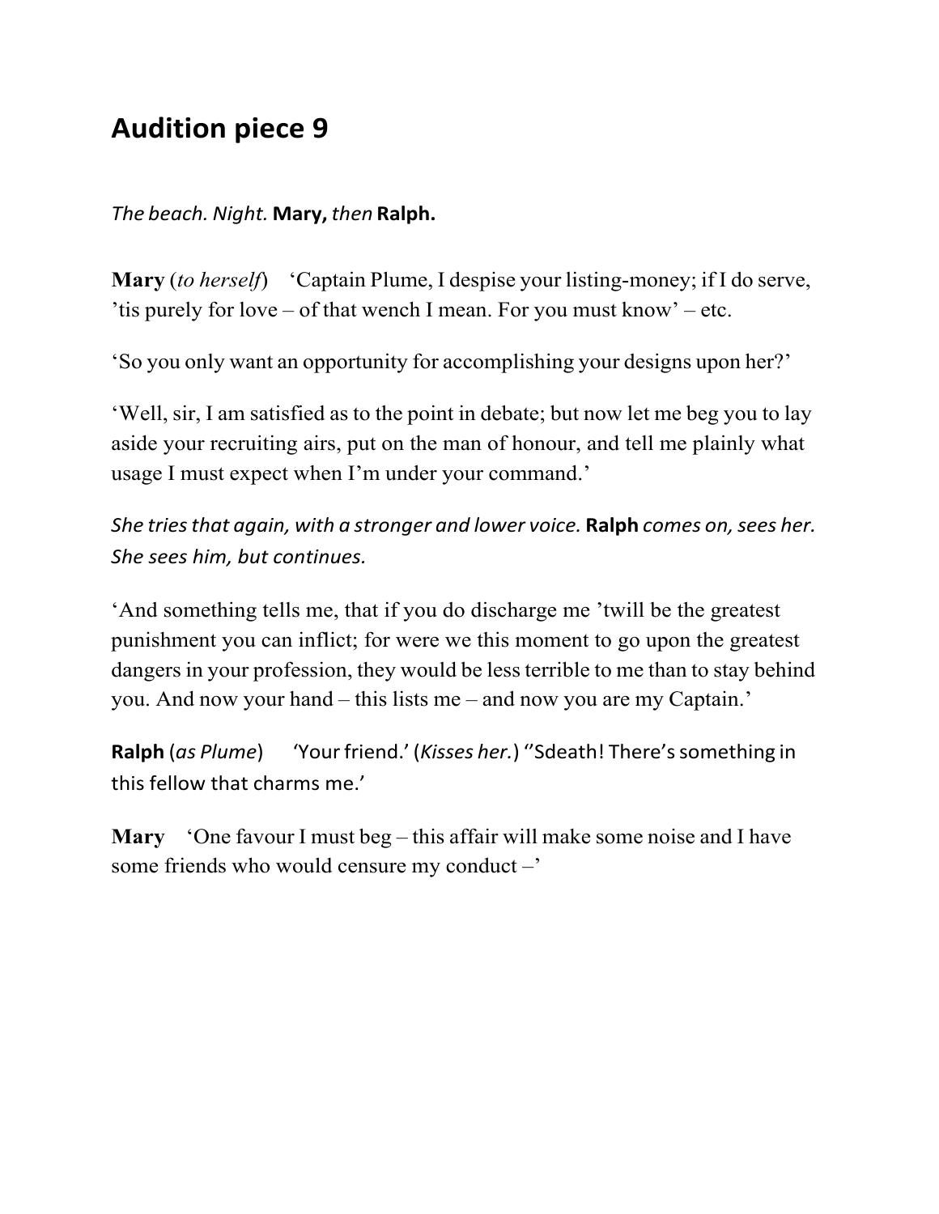# Audition piece 9

*The beach. Night.* **Mary,** *then* **Ralph.**

**Mary** (*to herself*) 'Captain Plume, I despise your listing-money; if I do serve, 'tis purely for love – of that wench I mean. For you must know' – etc.

'So you only want an opportunity for accomplishing your designs upon her?'

'Well, sir, I am satisfied as to the point in debate; but now let me beg you to lay aside your recruiting airs, put on the man of honour, and tell me plainly what usage I must expect when I'm under your command.'

*She tries that again, with a stronger and lower voice.* **Ralph** *comes on, sees her. She sees him, but continues.*

'And something tells me, that if you do discharge me 'twill be the greatest punishment you can inflict; for were we this moment to go upon the greatest dangers in your profession, they would be less terrible to me than to stay behind you. And now your hand – this lists me – and now you are my Captain.'

**Ralph** (*as Plume*) 'Your friend.' (*Kisses her.*) ''Sdeath! There's something in this fellow that charms me.'

**Mary** 'One favour I must beg – this affair will make some noise and I have some friends who would censure my conduct –'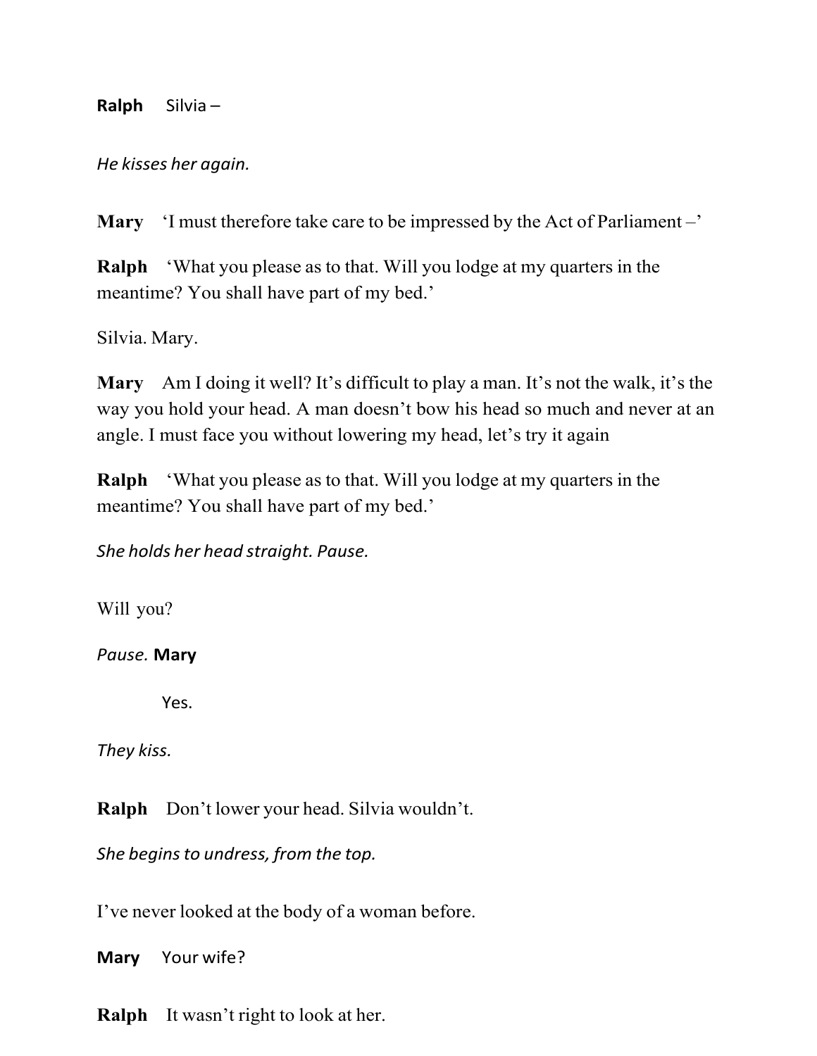**Ralph** Silvia –

*He kisses her again.*

**Mary** ‘I must therefore take care to be impressed by the Act of Parliament –’

**Ralph** ‘What you please as to that. Will you lodge at my quarters in the meantime? You shall have part of my bed.’

Silvia. Mary.

**Mary** Am I doing it well? It’s difficult to play a man. It’s not the walk, it’s the way you hold your head. A man doesn’t bow his head so much and never at an angle. I must face you without lowering my head, let’s try it again

**Ralph** ‘What you please as to that. Will you lodge at my quarters in the meantime? You shall have part of my bed.’

*She holds her head straight. Pause.*

Will you?

*Pause.* **Mary**

Yes.

*They kiss.*

**Ralph** Don’t lower your head. Silvia wouldn’t.

*She begins to undress, from the top.*

I’ve never looked at the body of a woman before.

**Mary** Your wife?

**Ralph** It wasn’t right to look at her.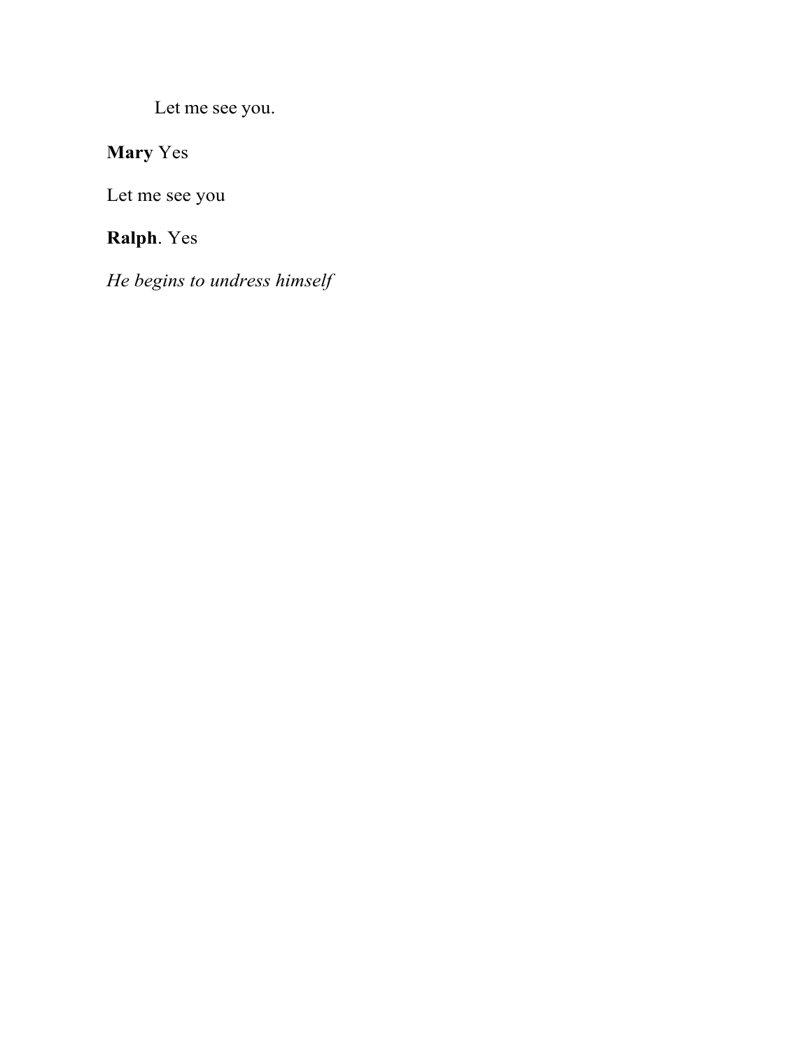Let me see you.

**Mary** Yes

Let me see you

**Ralph**. Yes

*He begins to undress himself*